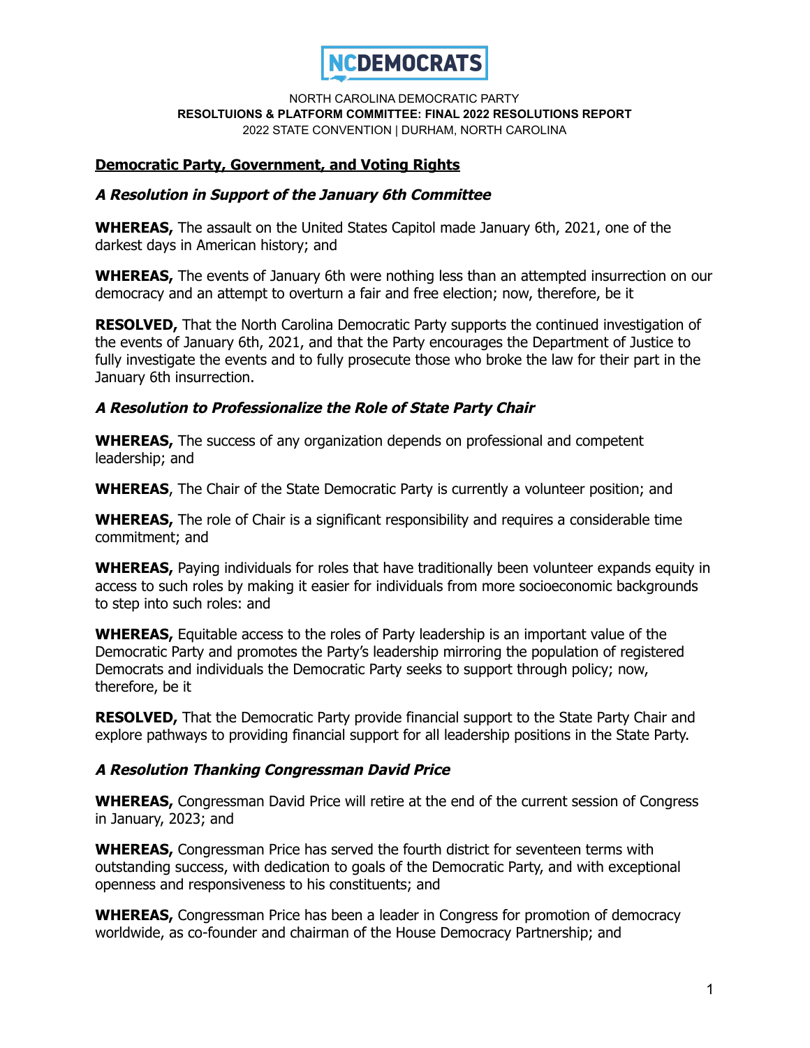**NCDEMOCRATS**

NORTH CAROLINA DEMOCRATIC PARTY
**RESOLTUIONS & PLATFORM COMMITTEE: FINAL 2022 RESOLUTIONS REPORT**
2022 STATE CONVENTION | DURHAM, NORTH CAROLINA

## Democratic Party, Government, and Voting Rights

### *A Resolution in Support of the January 6th Committee*

**WHEREAS,** The assault on the United States Capitol made January 6th, 2021, one of the darkest days in American history; and

**WHEREAS,** The events of January 6th were nothing less than an attempted insurrection on our democracy and an attempt to overturn a fair and free election; now, therefore, be it

**RESOLVED,** That the North Carolina Democratic Party supports the continued investigation of the events of January 6th, 2021, and that the Party encourages the Department of Justice to fully investigate the events and to fully prosecute those who broke the law for their part in the January 6th insurrection.

### *A Resolution to Professionalize the Role of State Party Chair*

**WHEREAS,** The success of any organization depends on professional and competent leadership; and

**WHEREAS**, The Chair of the State Democratic Party is currently a volunteer position; and

**WHEREAS,** The role of Chair is a significant responsibility and requires a considerable time commitment; and

**WHEREAS,** Paying individuals for roles that have traditionally been volunteer expands equity in access to such roles by making it easier for individuals from more socioeconomic backgrounds to step into such roles: and

**WHEREAS,** Equitable access to the roles of Party leadership is an important value of the Democratic Party and promotes the Party's leadership mirroring the population of registered Democrats and individuals the Democratic Party seeks to support through policy; now, therefore, be it

**RESOLVED,** That the Democratic Party provide financial support to the State Party Chair and explore pathways to providing financial support for all leadership positions in the State Party.

### *A Resolution Thanking Congressman David Price*

**WHEREAS,** Congressman David Price will retire at the end of the current session of Congress in January, 2023; and

**WHEREAS,** Congressman Price has served the fourth district for seventeen terms with outstanding success, with dedication to goals of the Democratic Party, and with exceptional openness and responsiveness to his constituents; and

**WHEREAS,** Congressman Price has been a leader in Congress for promotion of democracy worldwide, as co-founder and chairman of the House Democracy Partnership; and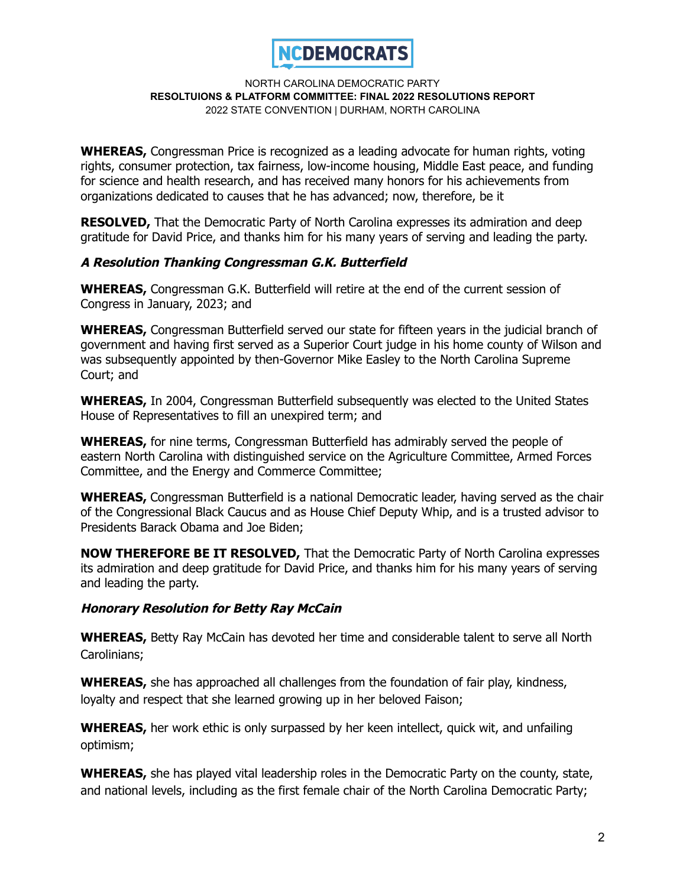**WHEREAS,** Congressman Price is recognized as a leading advocate for human rights, voting rights, consumer protection, tax fairness, low-income housing, Middle East peace, and funding for science and health research, and has received many honors for his achievements from organizations dedicated to causes that he has advanced; now, therefore, be it

**RESOLVED,** That the Democratic Party of North Carolina expresses its admiration and deep gratitude for David Price, and thanks him for his many years of serving and leading the party.

### *A Resolution Thanking Congressman G.K. Butterfield*

**WHEREAS,** Congressman G.K. Butterfield will retire at the end of the current session of Congress in January, 2023; and

**WHEREAS,** Congressman Butterfield served our state for fifteen years in the judicial branch of government and having first served as a Superior Court judge in his home county of Wilson and was subsequently appointed by then-Governor Mike Easley to the North Carolina Supreme Court; and

**WHEREAS,** In 2004, Congressman Butterfield subsequently was elected to the United States House of Representatives to fill an unexpired term; and

**WHEREAS,** for nine terms, Congressman Butterfield has admirably served the people of eastern North Carolina with distinguished service on the Agriculture Committee, Armed Forces Committee, and the Energy and Commerce Committee;

**WHEREAS,** Congressman Butterfield is a national Democratic leader, having served as the chair of the Congressional Black Caucus and as House Chief Deputy Whip, and is a trusted advisor to Presidents Barack Obama and Joe Biden;

**NOW THEREFORE BE IT RESOLVED,** That the Democratic Party of North Carolina expresses its admiration and deep gratitude for David Price, and thanks him for his many years of serving and leading the party.

### *Honorary Resolution for Betty Ray McCain*

**WHEREAS,** Betty Ray McCain has devoted her time and considerable talent to serve all North Carolinians;

**WHEREAS,** she has approached all challenges from the foundation of fair play, kindness, loyalty and respect that she learned growing up in her beloved Faison;

**WHEREAS,** her work ethic is only surpassed by her keen intellect, quick wit, and unfailing optimism;

**WHEREAS,** she has played vital leadership roles in the Democratic Party on the county, state, and national levels, including as the first female chair of the North Carolina Democratic Party;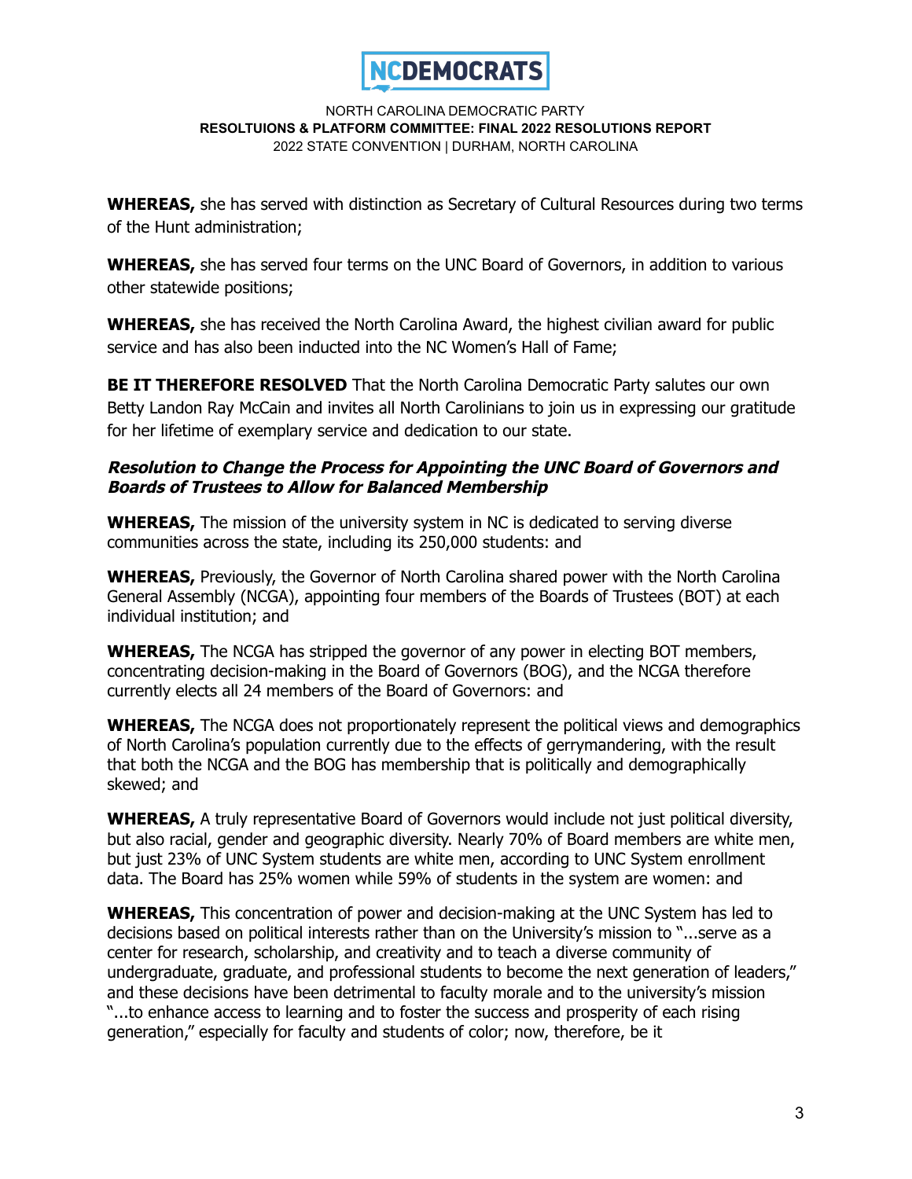**WHEREAS,** she has served with distinction as Secretary of Cultural Resources during two terms of the Hunt administration;

**WHEREAS,** she has served four terms on the UNC Board of Governors, in addition to various other statewide positions;

**WHEREAS,** she has received the North Carolina Award, the highest civilian award for public service and has also been inducted into the NC Women's Hall of Fame;

**BE IT THEREFORE RESOLVED** That the North Carolina Democratic Party salutes our own Betty Landon Ray McCain and invites all North Carolinians to join us in expressing our gratitude for her lifetime of exemplary service and dedication to our state.

### ***Resolution to Change the Process for Appointing the UNC Board of Governors and Boards of Trustees to Allow for Balanced Membership***

**WHEREAS,** The mission of the university system in NC is dedicated to serving diverse communities across the state, including its 250,000 students: and

**WHEREAS,** Previously, the Governor of North Carolina shared power with the North Carolina General Assembly (NCGA), appointing four members of the Boards of Trustees (BOT) at each individual institution; and

**WHEREAS,** The NCGA has stripped the governor of any power in electing BOT members, concentrating decision-making in the Board of Governors (BOG), and the NCGA therefore currently elects all 24 members of the Board of Governors: and

**WHEREAS,** The NCGA does not proportionately represent the political views and demographics of North Carolina's population currently due to the effects of gerrymandering, with the result that both the NCGA and the BOG has membership that is politically and demographically skewed; and

**WHEREAS,** A truly representative Board of Governors would include not just political diversity, but also racial, gender and geographic diversity. Nearly 70% of Board members are white men, but just 23% of UNC System students are white men, according to UNC System enrollment data. The Board has 25% women while 59% of students in the system are women: and

**WHEREAS,** This concentration of power and decision-making at the UNC System has led to decisions based on political interests rather than on the University's mission to "...serve as a center for research, scholarship, and creativity and to teach a diverse community of undergraduate, graduate, and professional students to become the next generation of leaders," and these decisions have been detrimental to faculty morale and to the university's mission "...to enhance access to learning and to foster the success and prosperity of each rising generation," especially for faculty and students of color; now, therefore, be it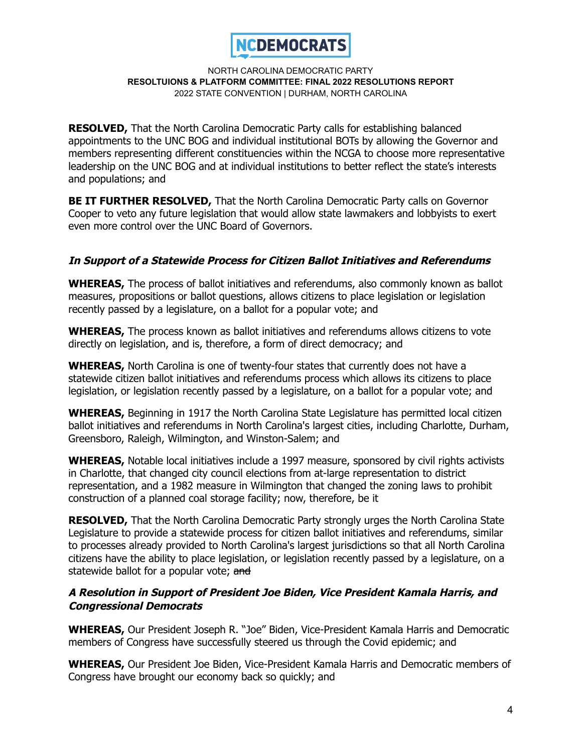**RESOLVED,** That the North Carolina Democratic Party calls for establishing balanced appointments to the UNC BOG and individual institutional BOTs by allowing the Governor and members representing different constituencies within the NCGA to choose more representative leadership on the UNC BOG and at individual institutions to better reflect the state's interests and populations; and

**BE IT FURTHER RESOLVED,** That the North Carolina Democratic Party calls on Governor Cooper to veto any future legislation that would allow state lawmakers and lobbyists to exert even more control over the UNC Board of Governors.

### *In Support of a Statewide Process for Citizen Ballot Initiatives and Referendums*

**WHEREAS,** The process of ballot initiatives and referendums, also commonly known as ballot measures, propositions or ballot questions, allows citizens to place legislation or legislation recently passed by a legislature, on a ballot for a popular vote; and

**WHEREAS,** The process known as ballot initiatives and referendums allows citizens to vote directly on legislation, and is, therefore, a form of direct democracy; and

**WHEREAS,** North Carolina is one of twenty-four states that currently does not have a statewide citizen ballot initiatives and referendums process which allows its citizens to place legislation, or legislation recently passed by a legislature, on a ballot for a popular vote; and

**WHEREAS,** Beginning in 1917 the North Carolina State Legislature has permitted local citizen ballot initiatives and referendums in North Carolina's largest cities, including Charlotte, Durham, Greensboro, Raleigh, Wilmington, and Winston-Salem; and

**WHEREAS,** Notable local initiatives include a 1997 measure, sponsored by civil rights activists in Charlotte, that changed city council elections from at-large representation to district representation, and a 1982 measure in Wilmington that changed the zoning laws to prohibit construction of a planned coal storage facility; now, therefore, be it

**RESOLVED,** That the North Carolina Democratic Party strongly urges the North Carolina State Legislature to provide a statewide process for citizen ballot initiatives and referendums, similar to processes already provided to North Carolina's largest jurisdictions so that all North Carolina citizens have the ability to place legislation, or legislation recently passed by a legislature, on a statewide ballot for a popular vote; ~~and~~

### *A Resolution in Support of President Joe Biden, Vice President Kamala Harris, and Congressional Democrats*

**WHEREAS,** Our President Joseph R. "Joe" Biden, Vice-President Kamala Harris and Democratic members of Congress have successfully steered us through the Covid epidemic; and

**WHEREAS,** Our President Joe Biden, Vice-President Kamala Harris and Democratic members of Congress have brought our economy back so quickly; and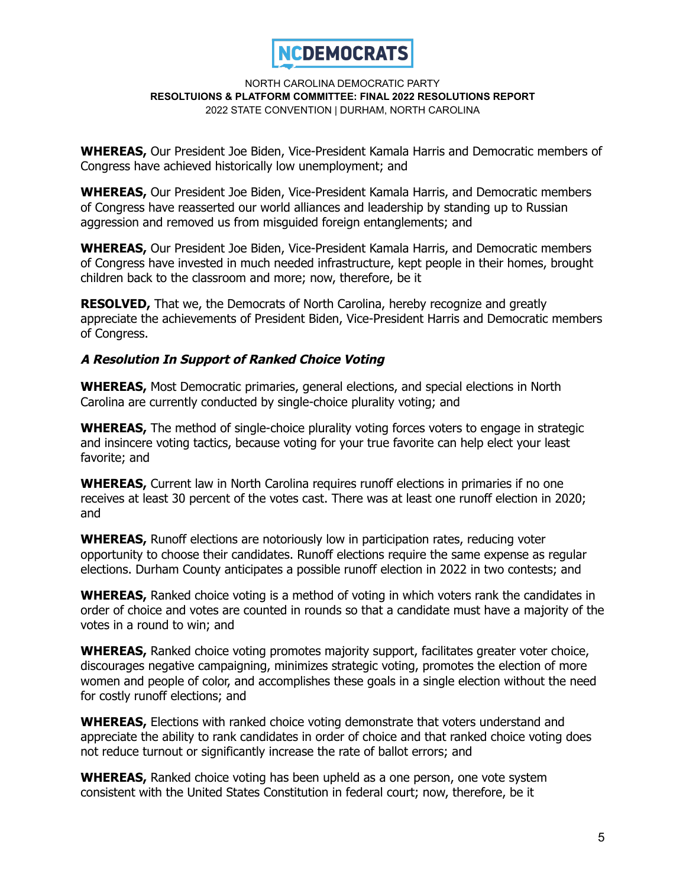**WHEREAS,** Our President Joe Biden, Vice-President Kamala Harris and Democratic members of Congress have achieved historically low unemployment; and

**WHEREAS,** Our President Joe Biden, Vice-President Kamala Harris, and Democratic members of Congress have reasserted our world alliances and leadership by standing up to Russian aggression and removed us from misguided foreign entanglements; and

**WHEREAS,** Our President Joe Biden, Vice-President Kamala Harris, and Democratic members of Congress have invested in much needed infrastructure, kept people in their homes, brought children back to the classroom and more; now, therefore, be it

**RESOLVED,** That we, the Democrats of North Carolina, hereby recognize and greatly appreciate the achievements of President Biden, Vice-President Harris and Democratic members of Congress.

### *A Resolution In Support of Ranked Choice Voting*

**WHEREAS,** Most Democratic primaries, general elections, and special elections in North Carolina are currently conducted by single-choice plurality voting; and

**WHEREAS,** The method of single-choice plurality voting forces voters to engage in strategic and insincere voting tactics, because voting for your true favorite can help elect your least favorite; and

**WHEREAS,** Current law in North Carolina requires runoff elections in primaries if no one receives at least 30 percent of the votes cast. There was at least one runoff election in 2020; and

**WHEREAS,** Runoff elections are notoriously low in participation rates, reducing voter opportunity to choose their candidates. Runoff elections require the same expense as regular elections. Durham County anticipates a possible runoff election in 2022 in two contests; and

**WHEREAS,** Ranked choice voting is a method of voting in which voters rank the candidates in order of choice and votes are counted in rounds so that a candidate must have a majority of the votes in a round to win; and

**WHEREAS,** Ranked choice voting promotes majority support, facilitates greater voter choice, discourages negative campaigning, minimizes strategic voting, promotes the election of more women and people of color, and accomplishes these goals in a single election without the need for costly runoff elections; and

**WHEREAS,** Elections with ranked choice voting demonstrate that voters understand and appreciate the ability to rank candidates in order of choice and that ranked choice voting does not reduce turnout or significantly increase the rate of ballot errors; and

**WHEREAS,** Ranked choice voting has been upheld as a one person, one vote system consistent with the United States Constitution in federal court; now, therefore, be it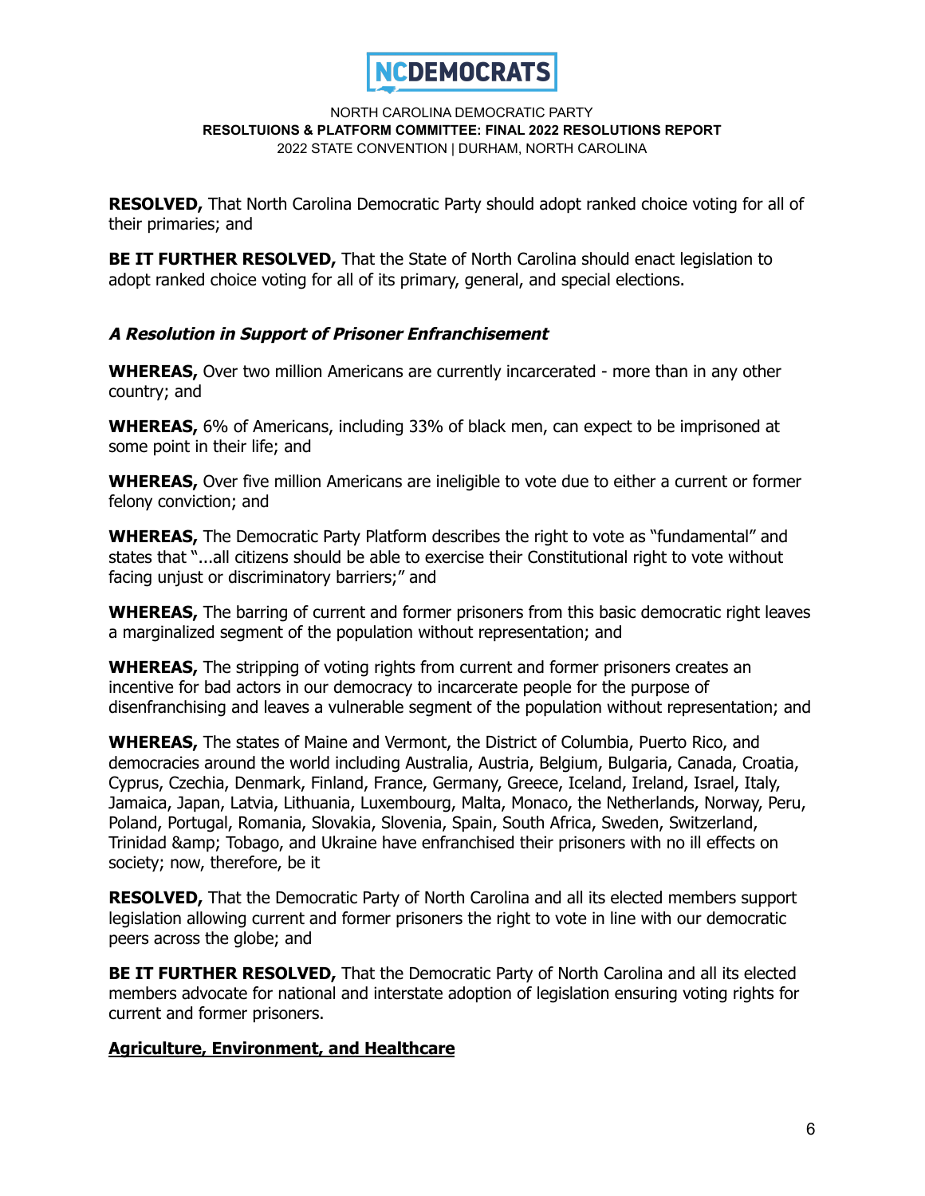**RESOLVED,** That North Carolina Democratic Party should adopt ranked choice voting for all of their primaries; and

**BE IT FURTHER RESOLVED,** That the State of North Carolina should enact legislation to adopt ranked choice voting for all of its primary, general, and special elections.

### *A Resolution in Support of Prisoner Enfranchisement*

**WHEREAS,** Over two million Americans are currently incarcerated - more than in any other country; and

**WHEREAS,** 6% of Americans, including 33% of black men, can expect to be imprisoned at some point in their life; and

**WHEREAS,** Over five million Americans are ineligible to vote due to either a current or former felony conviction; and

**WHEREAS,** The Democratic Party Platform describes the right to vote as "fundamental" and states that "...all citizens should be able to exercise their Constitutional right to vote without facing unjust or discriminatory barriers;" and

**WHEREAS,** The barring of current and former prisoners from this basic democratic right leaves a marginalized segment of the population without representation; and

**WHEREAS,** The stripping of voting rights from current and former prisoners creates an incentive for bad actors in our democracy to incarcerate people for the purpose of disenfranchising and leaves a vulnerable segment of the population without representation; and

**WHEREAS,** The states of Maine and Vermont, the District of Columbia, Puerto Rico, and democracies around the world including Australia, Austria, Belgium, Bulgaria, Canada, Croatia, Cyprus, Czechia, Denmark, Finland, France, Germany, Greece, Iceland, Ireland, Israel, Italy, Jamaica, Japan, Latvia, Lithuania, Luxembourg, Malta, Monaco, the Netherlands, Norway, Peru, Poland, Portugal, Romania, Slovakia, Slovenia, Spain, South Africa, Sweden, Switzerland, Trinidad &amp; Tobago, and Ukraine have enfranchised their prisoners with no ill effects on society; now, therefore, be it

**RESOLVED,** That the Democratic Party of North Carolina and all its elected members support legislation allowing current and former prisoners the right to vote in line with our democratic peers across the globe; and

**BE IT FURTHER RESOLVED,** That the Democratic Party of North Carolina and all its elected members advocate for national and interstate adoption of legislation ensuring voting rights for current and former prisoners.

## **Agriculture, Environment, and Healthcare**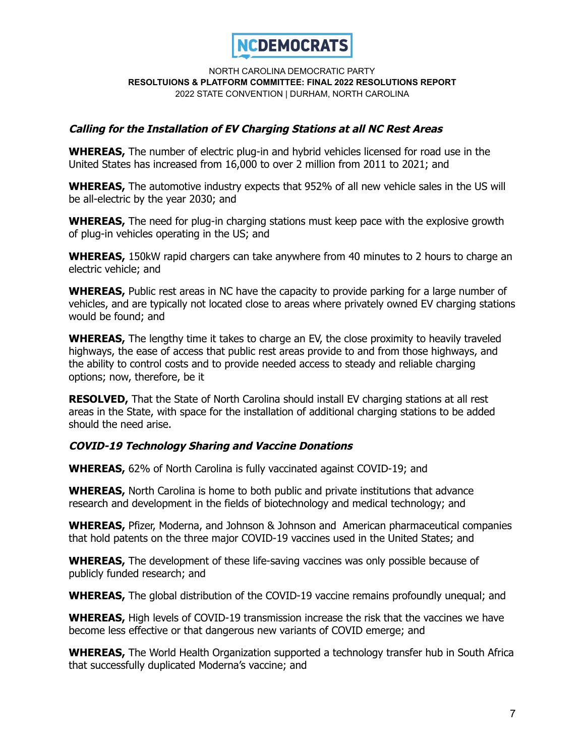### *Calling for the Installation of EV Charging Stations at all NC Rest Areas*

**WHEREAS,** The number of electric plug-in and hybrid vehicles licensed for road use in the United States has increased from 16,000 to over 2 million from 2011 to 2021; and

**WHEREAS,** The automotive industry expects that 952% of all new vehicle sales in the US will be all-electric by the year 2030; and

**WHEREAS,** The need for plug-in charging stations must keep pace with the explosive growth of plug-in vehicles operating in the US; and

**WHEREAS,** 150kW rapid chargers can take anywhere from 40 minutes to 2 hours to charge an electric vehicle; and

**WHEREAS,** Public rest areas in NC have the capacity to provide parking for a large number of vehicles, and are typically not located close to areas where privately owned EV charging stations would be found; and

**WHEREAS,** The lengthy time it takes to charge an EV, the close proximity to heavily traveled highways, the ease of access that public rest areas provide to and from those highways, and the ability to control costs and to provide needed access to steady and reliable charging options; now, therefore, be it

**RESOLVED,** That the State of North Carolina should install EV charging stations at all rest areas in the State, with space for the installation of additional charging stations to be added should the need arise.

### *COVID-19 Technology Sharing and Vaccine Donations*

**WHEREAS,** 62% of North Carolina is fully vaccinated against COVID-19; and

**WHEREAS,** North Carolina is home to both public and private institutions that advance research and development in the fields of biotechnology and medical technology; and

**WHEREAS,** Pfizer, Moderna, and Johnson & Johnson and American pharmaceutical companies that hold patents on the three major COVID-19 vaccines used in the United States; and

**WHEREAS,** The development of these life-saving vaccines was only possible because of publicly funded research; and

**WHEREAS,** The global distribution of the COVID-19 vaccine remains profoundly unequal; and

**WHEREAS,** High levels of COVID-19 transmission increase the risk that the vaccines we have become less effective or that dangerous new variants of COVID emerge; and

**WHEREAS,** The World Health Organization supported a technology transfer hub in South Africa that successfully duplicated Moderna's vaccine; and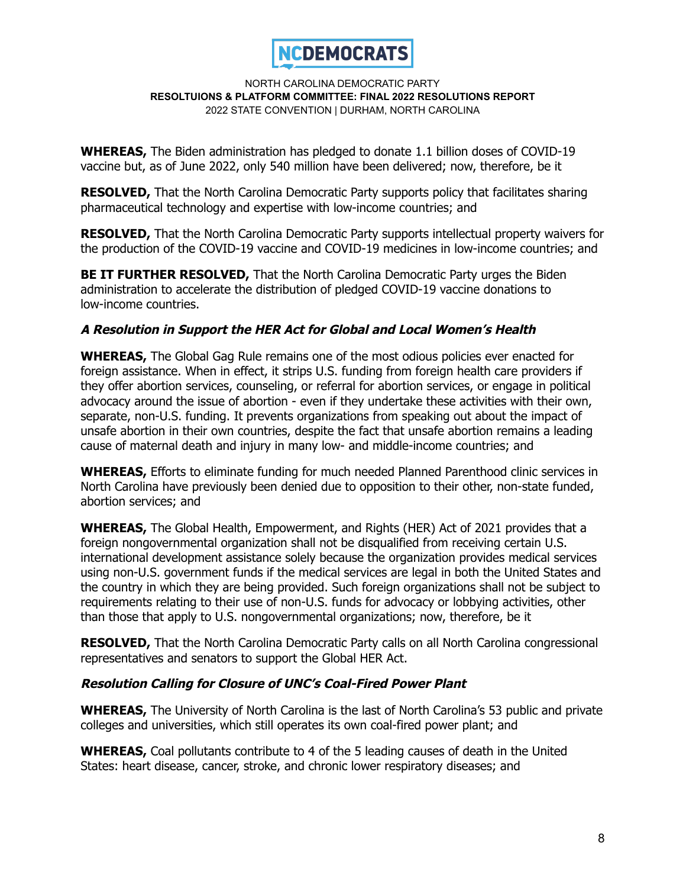**WHEREAS,** The Biden administration has pledged to donate 1.1 billion doses of COVID-19 vaccine but, as of June 2022, only 540 million have been delivered; now, therefore, be it

**RESOLVED,** That the North Carolina Democratic Party supports policy that facilitates sharing pharmaceutical technology and expertise with low-income countries; and

**RESOLVED,** That the North Carolina Democratic Party supports intellectual property waivers for the production of the COVID-19 vaccine and COVID-19 medicines in low-income countries; and

**BE IT FURTHER RESOLVED,** That the North Carolina Democratic Party urges the Biden administration to accelerate the distribution of pledged COVID-19 vaccine donations to low-income countries.

### *A Resolution in Support the HER Act for Global and Local Women's Health*

**WHEREAS,** The Global Gag Rule remains one of the most odious policies ever enacted for foreign assistance. When in effect, it strips U.S. funding from foreign health care providers if they offer abortion services, counseling, or referral for abortion services, or engage in political advocacy around the issue of abortion - even if they undertake these activities with their own, separate, non-U.S. funding. It prevents organizations from speaking out about the impact of unsafe abortion in their own countries, despite the fact that unsafe abortion remains a leading cause of maternal death and injury in many low- and middle-income countries; and

**WHEREAS,** Efforts to eliminate funding for much needed Planned Parenthood clinic services in North Carolina have previously been denied due to opposition to their other, non-state funded, abortion services; and

**WHEREAS,** The Global Health, Empowerment, and Rights (HER) Act of 2021 provides that a foreign nongovernmental organization shall not be disqualified from receiving certain U.S. international development assistance solely because the organization provides medical services using non-U.S. government funds if the medical services are legal in both the United States and the country in which they are being provided. Such foreign organizations shall not be subject to requirements relating to their use of non-U.S. funds for advocacy or lobbying activities, other than those that apply to U.S. nongovernmental organizations; now, therefore, be it

**RESOLVED,** That the North Carolina Democratic Party calls on all North Carolina congressional representatives and senators to support the Global HER Act.

### *Resolution Calling for Closure of UNC's Coal-Fired Power Plant*

**WHEREAS,** The University of North Carolina is the last of North Carolina's 53 public and private colleges and universities, which still operates its own coal-fired power plant; and

**WHEREAS,** Coal pollutants contribute to 4 of the 5 leading causes of death in the United States: heart disease, cancer, stroke, and chronic lower respiratory diseases; and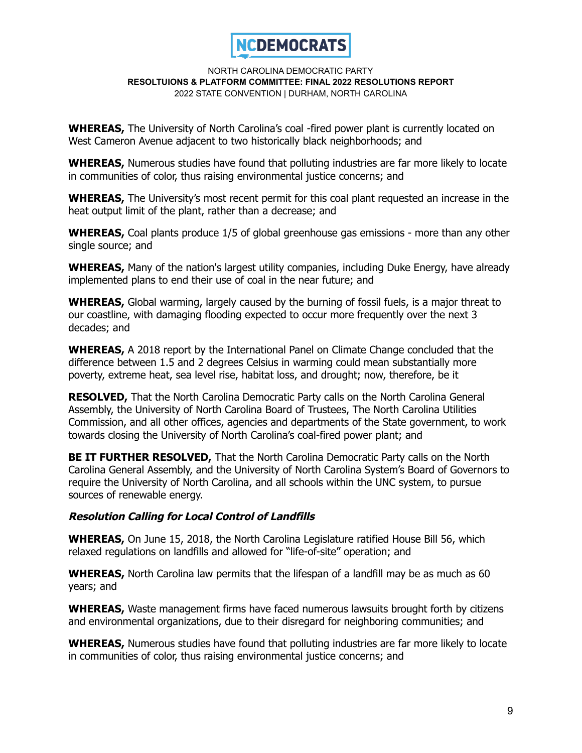**WHEREAS,** The University of North Carolina's coal -fired power plant is currently located on West Cameron Avenue adjacent to two historically black neighborhoods; and

**WHEREAS,** Numerous studies have found that polluting industries are far more likely to locate in communities of color, thus raising environmental justice concerns; and

**WHEREAS,** The University's most recent permit for this coal plant requested an increase in the heat output limit of the plant, rather than a decrease; and

**WHEREAS,** Coal plants produce 1/5 of global greenhouse gas emissions - more than any other single source; and

**WHEREAS,** Many of the nation's largest utility companies, including Duke Energy, have already implemented plans to end their use of coal in the near future; and

**WHEREAS,** Global warming, largely caused by the burning of fossil fuels, is a major threat to our coastline, with damaging flooding expected to occur more frequently over the next 3 decades; and

**WHEREAS,** A 2018 report by the International Panel on Climate Change concluded that the difference between 1.5 and 2 degrees Celsius in warming could mean substantially more poverty, extreme heat, sea level rise, habitat loss, and drought; now, therefore, be it

**RESOLVED,** That the North Carolina Democratic Party calls on the North Carolina General Assembly, the University of North Carolina Board of Trustees, The North Carolina Utilities Commission, and all other offices, agencies and departments of the State government, to work towards closing the University of North Carolina's coal-fired power plant; and

**BE IT FURTHER RESOLVED,** That the North Carolina Democratic Party calls on the North Carolina General Assembly, and the University of North Carolina System's Board of Governors to require the University of North Carolina, and all schools within the UNC system, to pursue sources of renewable energy.

### ***Resolution Calling for Local Control of Landfills***

**WHEREAS,** On June 15, 2018, the North Carolina Legislature ratified House Bill 56, which relaxed regulations on landfills and allowed for "life-of-site" operation; and

**WHEREAS,** North Carolina law permits that the lifespan of a landfill may be as much as 60 years; and

**WHEREAS,** Waste management firms have faced numerous lawsuits brought forth by citizens and environmental organizations, due to their disregard for neighboring communities; and

**WHEREAS,** Numerous studies have found that polluting industries are far more likely to locate in communities of color, thus raising environmental justice concerns; and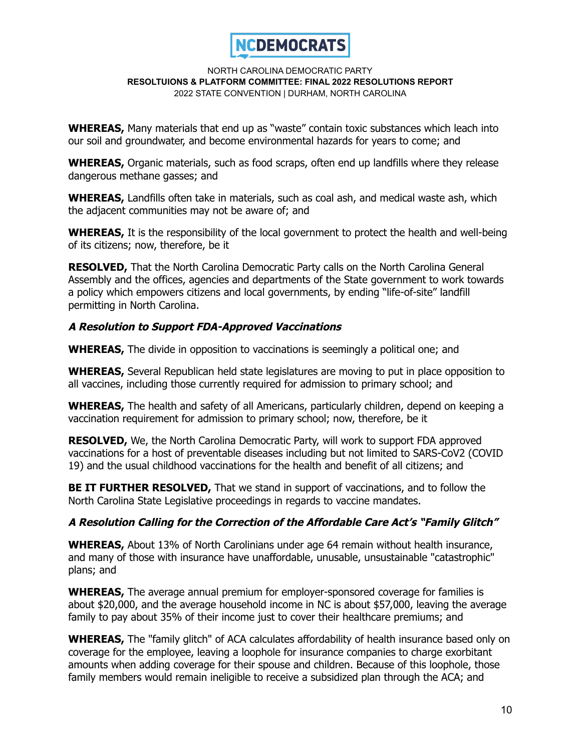**WHEREAS,** Many materials that end up as "waste" contain toxic substances which leach into our soil and groundwater, and become environmental hazards for years to come; and

**WHEREAS,** Organic materials, such as food scraps, often end up landfills where they release dangerous methane gasses; and

**WHEREAS,** Landfills often take in materials, such as coal ash, and medical waste ash, which the adjacent communities may not be aware of; and

**WHEREAS,** It is the responsibility of the local government to protect the health and well-being of its citizens; now, therefore, be it

**RESOLVED,** That the North Carolina Democratic Party calls on the North Carolina General Assembly and the offices, agencies and departments of the State government to work towards a policy which empowers citizens and local governments, by ending "life-of-site" landfill permitting in North Carolina.

### *A Resolution to Support FDA-Approved Vaccinations*

**WHEREAS,** The divide in opposition to vaccinations is seemingly a political one; and

**WHEREAS,** Several Republican held state legislatures are moving to put in place opposition to all vaccines, including those currently required for admission to primary school; and

**WHEREAS,** The health and safety of all Americans, particularly children, depend on keeping a vaccination requirement for admission to primary school; now, therefore, be it

**RESOLVED,** We, the North Carolina Democratic Party, will work to support FDA approved vaccinations for a host of preventable diseases including but not limited to SARS-CoV2 (COVID 19) and the usual childhood vaccinations for the health and benefit of all citizens; and

**BE IT FURTHER RESOLVED,** That we stand in support of vaccinations, and to follow the North Carolina State Legislative proceedings in regards to vaccine mandates.

### *A Resolution Calling for the Correction of the Affordable Care Act's "Family Glitch"*

**WHEREAS,** About 13% of North Carolinians under age 64 remain without health insurance, and many of those with insurance have unaffordable, unusable, unsustainable "catastrophic" plans; and

**WHEREAS,** The average annual premium for employer-sponsored coverage for families is about $20,000, and the average household income in NC is about $57,000, leaving the average family to pay about 35% of their income just to cover their healthcare premiums; and

**WHEREAS,** The "family glitch" of ACA calculates affordability of health insurance based only on coverage for the employee, leaving a loophole for insurance companies to charge exorbitant amounts when adding coverage for their spouse and children. Because of this loophole, those family members would remain ineligible to receive a subsidized plan through the ACA; and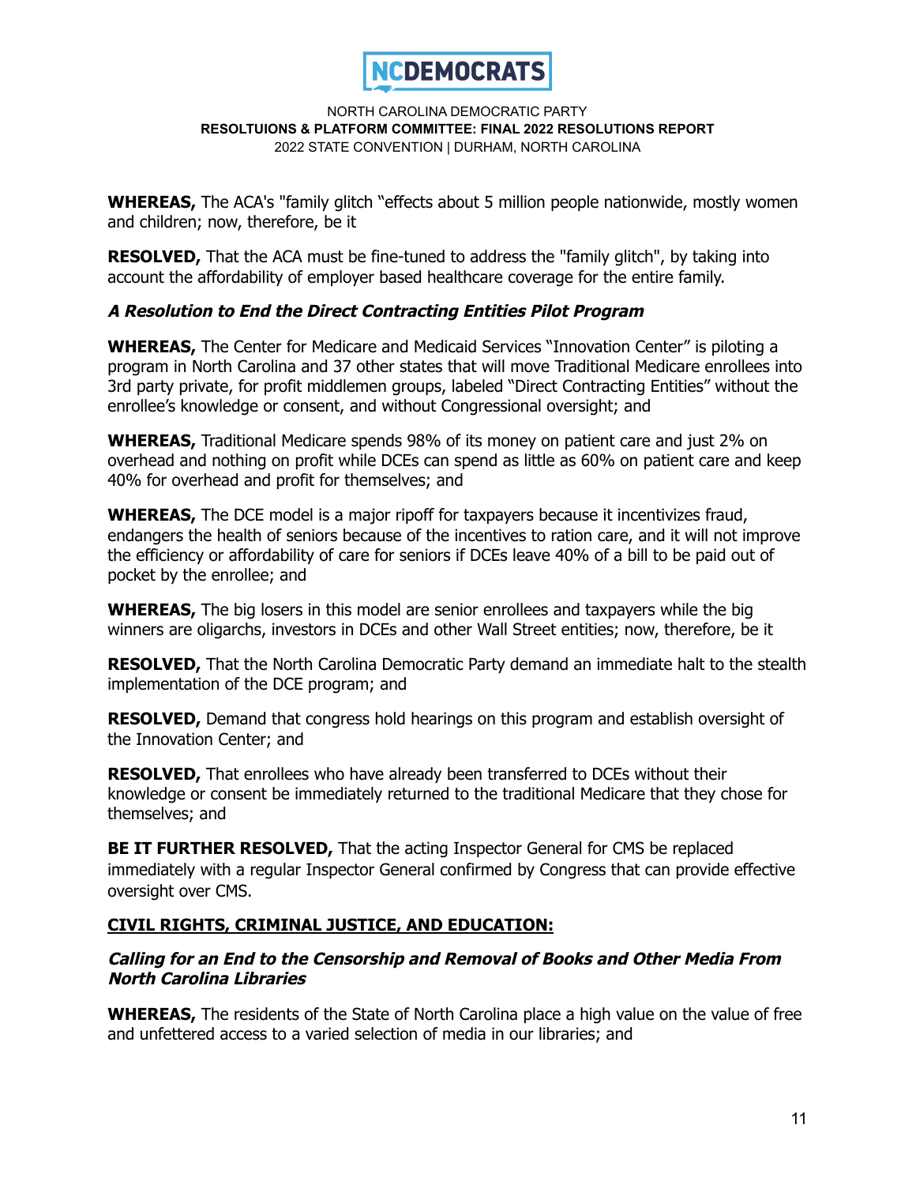**WHEREAS,** The ACA's "family glitch "effects about 5 million people nationwide, mostly women and children; now, therefore, be it

**RESOLVED,** That the ACA must be fine-tuned to address the "family glitch", by taking into account the affordability of employer based healthcare coverage for the entire family.

### ***A Resolution to End the Direct Contracting Entities Pilot Program***

**WHEREAS,** The Center for Medicare and Medicaid Services "Innovation Center" is piloting a program in North Carolina and 37 other states that will move Traditional Medicare enrollees into 3rd party private, for profit middlemen groups, labeled "Direct Contracting Entities" without the enrollee's knowledge or consent, and without Congressional oversight; and

**WHEREAS,** Traditional Medicare spends 98% of its money on patient care and just 2% on overhead and nothing on profit while DCEs can spend as little as 60% on patient care and keep 40% for overhead and profit for themselves; and

**WHEREAS,** The DCE model is a major ripoff for taxpayers because it incentivizes fraud, endangers the health of seniors because of the incentives to ration care, and it will not improve the efficiency or affordability of care for seniors if DCEs leave 40% of a bill to be paid out of pocket by the enrollee; and

**WHEREAS,** The big losers in this model are senior enrollees and taxpayers while the big winners are oligarchs, investors in DCEs and other Wall Street entities; now, therefore, be it

**RESOLVED,** That the North Carolina Democratic Party demand an immediate halt to the stealth implementation of the DCE program; and

**RESOLVED,** Demand that congress hold hearings on this program and establish oversight of the Innovation Center; and

**RESOLVED,** That enrollees who have already been transferred to DCEs without their knowledge or consent be immediately returned to the traditional Medicare that they chose for themselves; and

**BE IT FURTHER RESOLVED,** That the acting Inspector General for CMS be replaced immediately with a regular Inspector General confirmed by Congress that can provide effective oversight over CMS.

## **CIVIL RIGHTS, CRIMINAL JUSTICE, AND EDUCATION:**

### ***Calling for an End to the Censorship and Removal of Books and Other Media From North Carolina Libraries***

**WHEREAS,** The residents of the State of North Carolina place a high value on the value of free and unfettered access to a varied selection of media in our libraries; and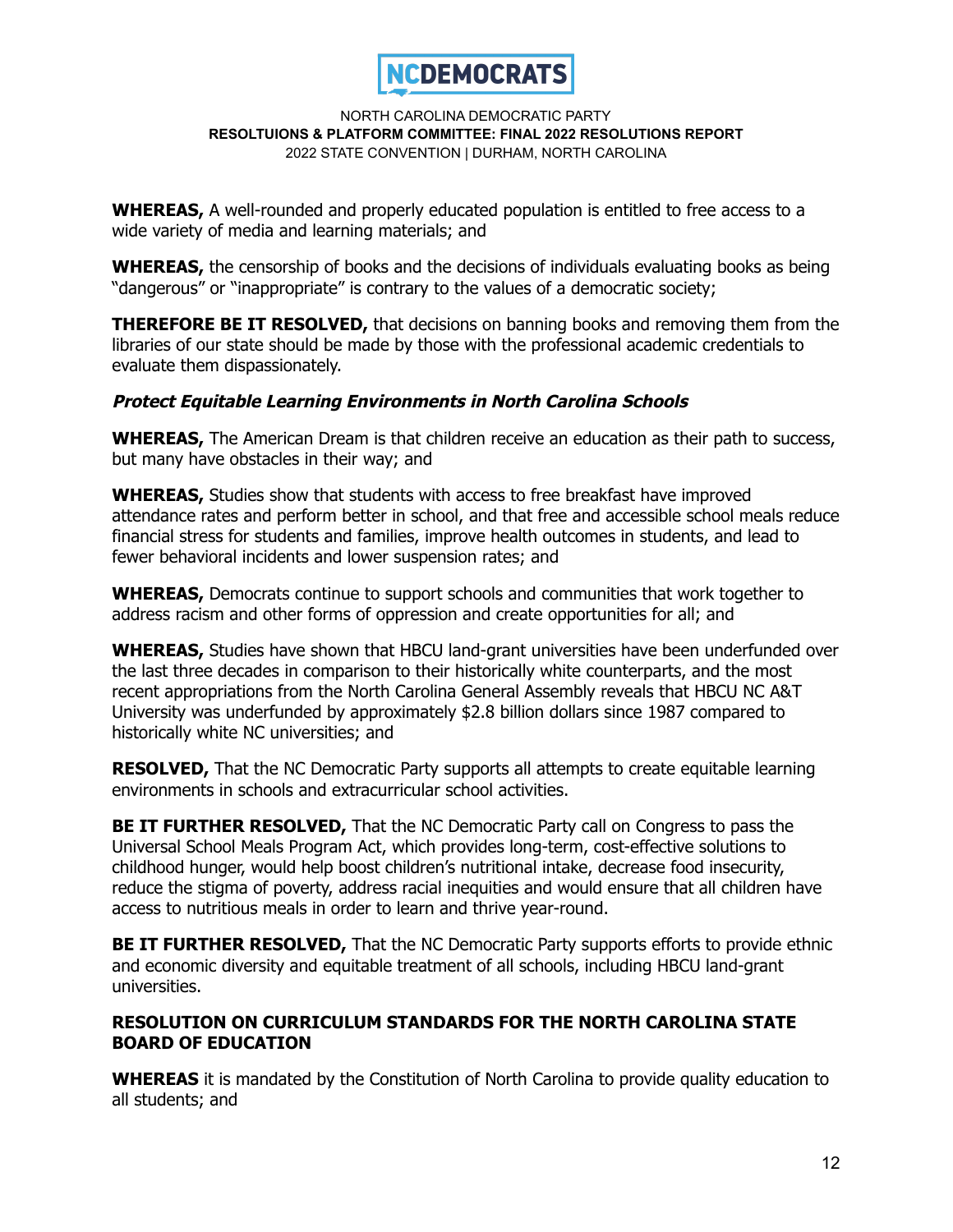**WHEREAS,** A well-rounded and properly educated population is entitled to free access to a wide variety of media and learning materials; and

**WHEREAS,** the censorship of books and the decisions of individuals evaluating books as being "dangerous" or "inappropriate" is contrary to the values of a democratic society;

**THEREFORE BE IT RESOLVED,** that decisions on banning books and removing them from the libraries of our state should be made by those with the professional academic credentials to evaluate them dispassionately.

### ***Protect Equitable Learning Environments in North Carolina Schools***

**WHEREAS,** The American Dream is that children receive an education as their path to success, but many have obstacles in their way; and

**WHEREAS,** Studies show that students with access to free breakfast have improved attendance rates and perform better in school, and that free and accessible school meals reduce financial stress for students and families, improve health outcomes in students, and lead to fewer behavioral incidents and lower suspension rates; and

**WHEREAS,** Democrats continue to support schools and communities that work together to address racism and other forms of oppression and create opportunities for all; and

**WHEREAS,** Studies have shown that HBCU land-grant universities have been underfunded over the last three decades in comparison to their historically white counterparts, and the most recent appropriations from the North Carolina General Assembly reveals that HBCU NC A&T University was underfunded by approximately $2.8 billion dollars since 1987 compared to historically white NC universities; and

**RESOLVED,** That the NC Democratic Party supports all attempts to create equitable learning environments in schools and extracurricular school activities.

**BE IT FURTHER RESOLVED,** That the NC Democratic Party call on Congress to pass the Universal School Meals Program Act, which provides long-term, cost-effective solutions to childhood hunger, would help boost children's nutritional intake, decrease food insecurity, reduce the stigma of poverty, address racial inequities and would ensure that all children have access to nutritious meals in order to learn and thrive year-round.

**BE IT FURTHER RESOLVED,** That the NC Democratic Party supports efforts to provide ethnic and economic diversity and equitable treatment of all schools, including HBCU land-grant universities.

### RESOLUTION ON CURRICULUM STANDARDS FOR THE NORTH CAROLINA STATE BOARD OF EDUCATION

**WHEREAS** it is mandated by the Constitution of North Carolina to provide quality education to all students; and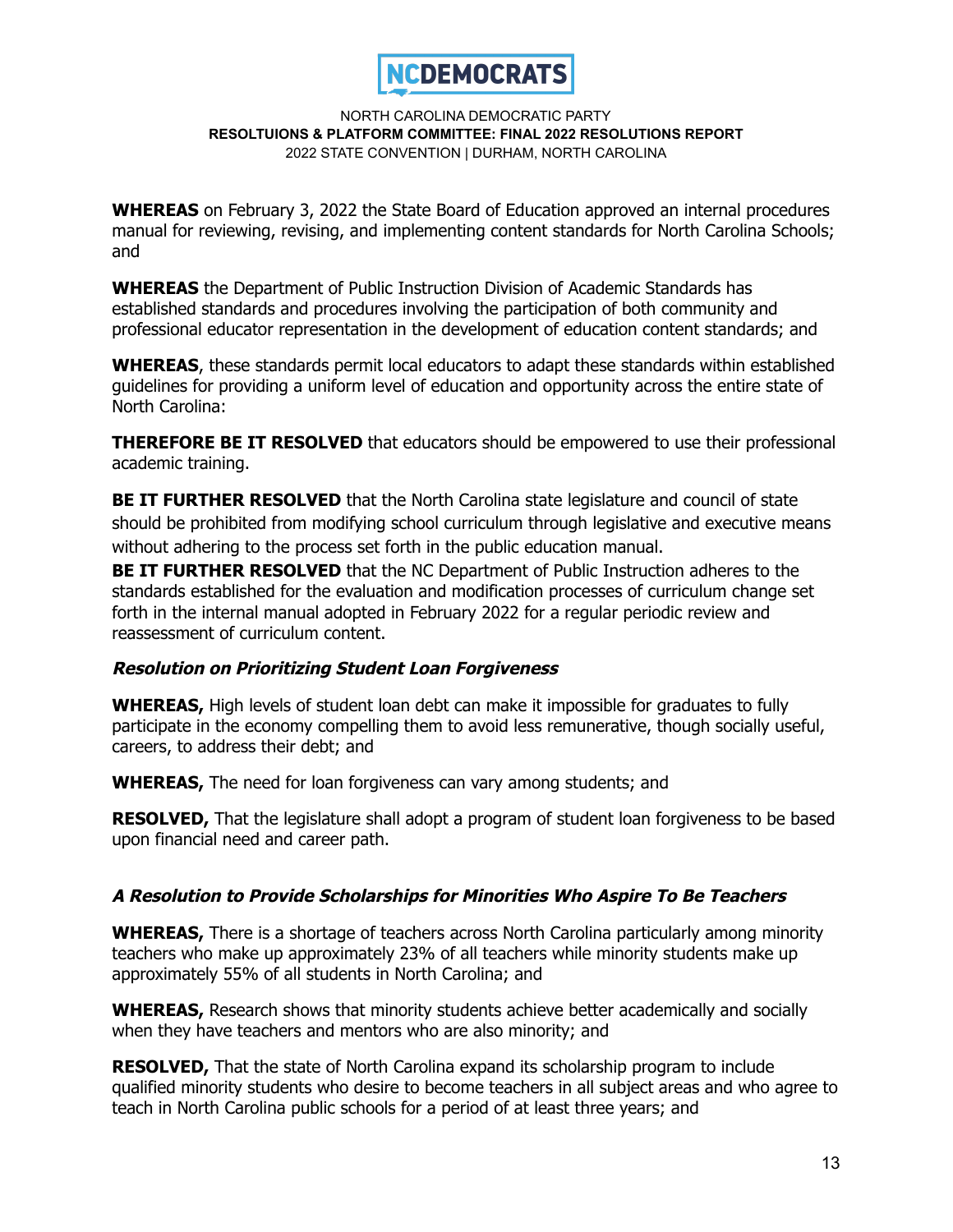**WHEREAS** on February 3, 2022 the State Board of Education approved an internal procedures manual for reviewing, revising, and implementing content standards for North Carolina Schools; and

**WHEREAS** the Department of Public Instruction Division of Academic Standards has established standards and procedures involving the participation of both community and professional educator representation in the development of education content standards; and

**WHEREAS**, these standards permit local educators to adapt these standards within established guidelines for providing a uniform level of education and opportunity across the entire state of North Carolina:

**THEREFORE BE IT RESOLVED** that educators should be empowered to use their professional academic training.

**BE IT FURTHER RESOLVED** that the North Carolina state legislature and council of state should be prohibited from modifying school curriculum through legislative and executive means without adhering to the process set forth in the public education manual.

**BE IT FURTHER RESOLVED** that the NC Department of Public Instruction adheres to the standards established for the evaluation and modification processes of curriculum change set forth in the internal manual adopted in February 2022 for a regular periodic review and reassessment of curriculum content.

### ***Resolution on Prioritizing Student Loan Forgiveness***

**WHEREAS,** High levels of student loan debt can make it impossible for graduates to fully participate in the economy compelling them to avoid less remunerative, though socially useful, careers, to address their debt; and

**WHEREAS,** The need for loan forgiveness can vary among students; and

**RESOLVED,** That the legislature shall adopt a program of student loan forgiveness to be based upon financial need and career path.

### ***A Resolution to Provide Scholarships for Minorities Who Aspire To Be Teachers***

**WHEREAS,** There is a shortage of teachers across North Carolina particularly among minority teachers who make up approximately 23% of all teachers while minority students make up approximately 55% of all students in North Carolina; and

**WHEREAS,** Research shows that minority students achieve better academically and socially when they have teachers and mentors who are also minority; and

**RESOLVED,** That the state of North Carolina expand its scholarship program to include qualified minority students who desire to become teachers in all subject areas and who agree to teach in North Carolina public schools for a period of at least three years; and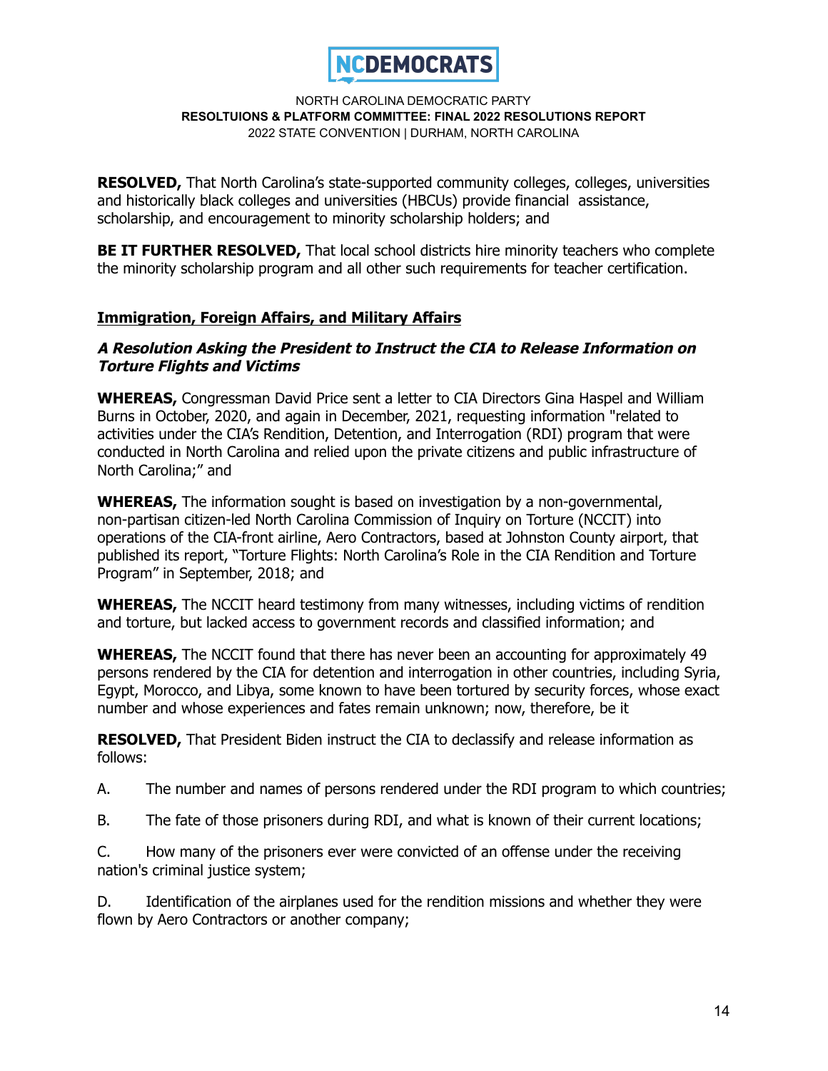**RESOLVED,** That North Carolina's state-supported community colleges, colleges, universities and historically black colleges and universities (HBCUs) provide financial assistance, scholarship, and encouragement to minority scholarship holders; and

**BE IT FURTHER RESOLVED,** That local school districts hire minority teachers who complete the minority scholarship program and all other such requirements for teacher certification.

## Immigration, Foreign Affairs, and Military Affairs

### *A Resolution Asking the President to Instruct the CIA to Release Information on Torture Flights and Victims*

**WHEREAS,** Congressman David Price sent a letter to CIA Directors Gina Haspel and William Burns in October, 2020, and again in December, 2021, requesting information "related to activities under the CIA's Rendition, Detention, and Interrogation (RDI) program that were conducted in North Carolina and relied upon the private citizens and public infrastructure of North Carolina;" and

**WHEREAS,** The information sought is based on investigation by a non-governmental, non-partisan citizen-led North Carolina Commission of Inquiry on Torture (NCCIT) into operations of the CIA-front airline, Aero Contractors, based at Johnston County airport, that published its report, "Torture Flights: North Carolina's Role in the CIA Rendition and Torture Program" in September, 2018; and

**WHEREAS,** The NCCIT heard testimony from many witnesses, including victims of rendition and torture, but lacked access to government records and classified information; and

**WHEREAS,** The NCCIT found that there has never been an accounting for approximately 49 persons rendered by the CIA for detention and interrogation in other countries, including Syria, Egypt, Morocco, and Libya, some known to have been tortured by security forces, whose exact number and whose experiences and fates remain unknown; now, therefore, be it

**RESOLVED,** That President Biden instruct the CIA to declassify and release information as follows:

A. The number and names of persons rendered under the RDI program to which countries;

B. The fate of those prisoners during RDI, and what is known of their current locations;

C. How many of the prisoners ever were convicted of an offense under the receiving nation's criminal justice system;

D. Identification of the airplanes used for the rendition missions and whether they were flown by Aero Contractors or another company;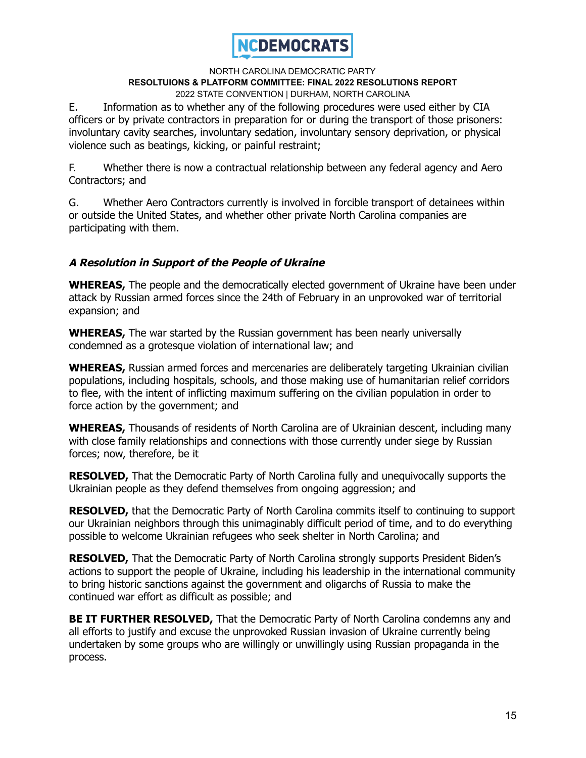E. Information as to whether any of the following procedures were used either by CIA officers or by private contractors in preparation for or during the transport of those prisoners: involuntary cavity searches, involuntary sedation, involuntary sensory deprivation, or physical violence such as beatings, kicking, or painful restraint;

F. Whether there is now a contractual relationship between any federal agency and Aero Contractors; and

G. Whether Aero Contractors currently is involved in forcible transport of detainees within or outside the United States, and whether other private North Carolina companies are participating with them.

### *A Resolution in Support of the People of Ukraine*

**WHEREAS,** The people and the democratically elected government of Ukraine have been under attack by Russian armed forces since the 24th of February in an unprovoked war of territorial expansion; and

**WHEREAS,** The war started by the Russian government has been nearly universally condemned as a grotesque violation of international law; and

**WHEREAS,** Russian armed forces and mercenaries are deliberately targeting Ukrainian civilian populations, including hospitals, schools, and those making use of humanitarian relief corridors to flee, with the intent of inflicting maximum suffering on the civilian population in order to force action by the government; and

**WHEREAS,** Thousands of residents of North Carolina are of Ukrainian descent, including many with close family relationships and connections with those currently under siege by Russian forces; now, therefore, be it

**RESOLVED,** That the Democratic Party of North Carolina fully and unequivocally supports the Ukrainian people as they defend themselves from ongoing aggression; and

**RESOLVED,** that the Democratic Party of North Carolina commits itself to continuing to support our Ukrainian neighbors through this unimaginably difficult period of time, and to do everything possible to welcome Ukrainian refugees who seek shelter in North Carolina; and

**RESOLVED,** That the Democratic Party of North Carolina strongly supports President Biden's actions to support the people of Ukraine, including his leadership in the international community to bring historic sanctions against the government and oligarchs of Russia to make the continued war effort as difficult as possible; and

**BE IT FURTHER RESOLVED,** That the Democratic Party of North Carolina condemns any and all efforts to justify and excuse the unprovoked Russian invasion of Ukraine currently being undertaken by some groups who are willingly or unwillingly using Russian propaganda in the process.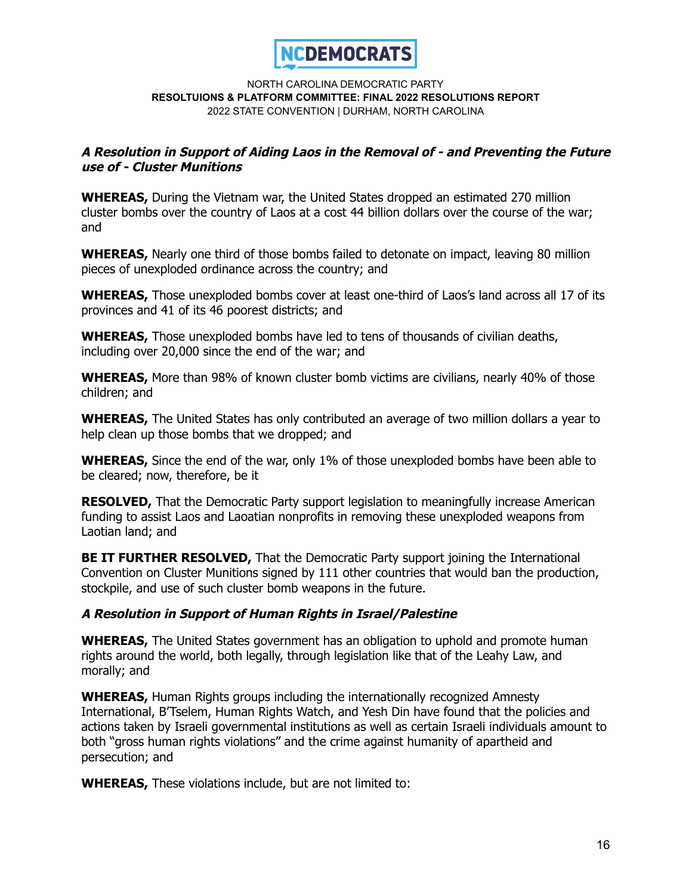### *A Resolution in Support of Aiding Laos in the Removal of - and Preventing the Future use of - Cluster Munitions*

**WHEREAS,** During the Vietnam war, the United States dropped an estimated 270 million cluster bombs over the country of Laos at a cost 44 billion dollars over the course of the war; and

**WHEREAS,** Nearly one third of those bombs failed to detonate on impact, leaving 80 million pieces of unexploded ordinance across the country; and

**WHEREAS,** Those unexploded bombs cover at least one-third of Laos's land across all 17 of its provinces and 41 of its 46 poorest districts; and

**WHEREAS,** Those unexploded bombs have led to tens of thousands of civilian deaths, including over 20,000 since the end of the war; and

**WHEREAS,** More than 98% of known cluster bomb victims are civilians, nearly 40% of those children; and

**WHEREAS,** The United States has only contributed an average of two million dollars a year to help clean up those bombs that we dropped; and

**WHEREAS,** Since the end of the war, only 1% of those unexploded bombs have been able to be cleared; now, therefore, be it

**RESOLVED,** That the Democratic Party support legislation to meaningfully increase American funding to assist Laos and Laoatian nonprofits in removing these unexploded weapons from Laotian land; and

**BE IT FURTHER RESOLVED,** That the Democratic Party support joining the International Convention on Cluster Munitions signed by 111 other countries that would ban the production, stockpile, and use of such cluster bomb weapons in the future.

### *A Resolution in Support of Human Rights in Israel/Palestine*

**WHEREAS,** The United States government has an obligation to uphold and promote human rights around the world, both legally, through legislation like that of the Leahy Law, and morally; and

**WHEREAS,** Human Rights groups including the internationally recognized Amnesty International, B'Tselem, Human Rights Watch, and Yesh Din have found that the policies and actions taken by Israeli governmental institutions as well as certain Israeli individuals amount to both "gross human rights violations" and the crime against humanity of apartheid and persecution; and

**WHEREAS,** These violations include, but are not limited to: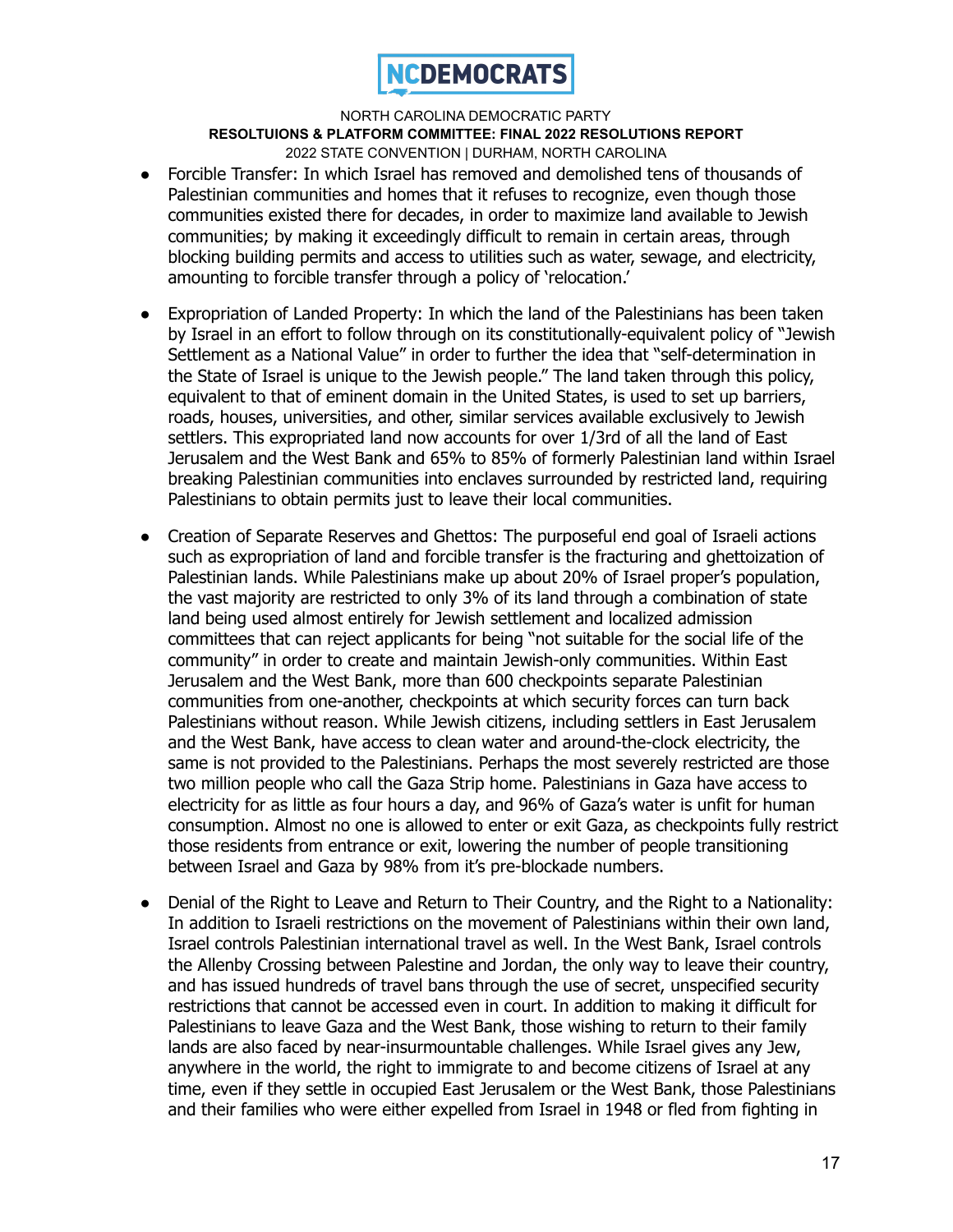- Forcible Transfer: In which Israel has removed and demolished tens of thousands of Palestinian communities and homes that it refuses to recognize, even though those communities existed there for decades, in order to maximize land available to Jewish communities; by making it exceedingly difficult to remain in certain areas, through blocking building permits and access to utilities such as water, sewage, and electricity, amounting to forcible transfer through a policy of 'relocation.'

- Expropriation of Landed Property: In which the land of the Palestinians has been taken by Israel in an effort to follow through on its constitutionally-equivalent policy of "Jewish Settlement as a National Value" in order to further the idea that "self-determination in the State of Israel is unique to the Jewish people." The land taken through this policy, equivalent to that of eminent domain in the United States, is used to set up barriers, roads, houses, universities, and other, similar services available exclusively to Jewish settlers. This expropriated land now accounts for over 1/3rd of all the land of East Jerusalem and the West Bank and 65% to 85% of formerly Palestinian land within Israel breaking Palestinian communities into enclaves surrounded by restricted land, requiring Palestinians to obtain permits just to leave their local communities.

- Creation of Separate Reserves and Ghettos: The purposeful end goal of Israeli actions such as expropriation of land and forcible transfer is the fracturing and ghettoization of Palestinian lands. While Palestinians make up about 20% of Israel proper's population, the vast majority are restricted to only 3% of its land through a combination of state land being used almost entirely for Jewish settlement and localized admission committees that can reject applicants for being "not suitable for the social life of the community" in order to create and maintain Jewish-only communities. Within East Jerusalem and the West Bank, more than 600 checkpoints separate Palestinian communities from one-another, checkpoints at which security forces can turn back Palestinians without reason. While Jewish citizens, including settlers in East Jerusalem and the West Bank, have access to clean water and around-the-clock electricity, the same is not provided to the Palestinians. Perhaps the most severely restricted are those two million people who call the Gaza Strip home. Palestinians in Gaza have access to electricity for as little as four hours a day, and 96% of Gaza's water is unfit for human consumption. Almost no one is allowed to enter or exit Gaza, as checkpoints fully restrict those residents from entrance or exit, lowering the number of people transitioning between Israel and Gaza by 98% from it's pre-blockade numbers.

- Denial of the Right to Leave and Return to Their Country, and the Right to a Nationality: In addition to Israeli restrictions on the movement of Palestinians within their own land, Israel controls Palestinian international travel as well. In the West Bank, Israel controls the Allenby Crossing between Palestine and Jordan, the only way to leave their country, and has issued hundreds of travel bans through the use of secret, unspecified security restrictions that cannot be accessed even in court. In addition to making it difficult for Palestinians to leave Gaza and the West Bank, those wishing to return to their family lands are also faced by near-insurmountable challenges. While Israel gives any Jew, anywhere in the world, the right to immigrate to and become citizens of Israel at any time, even if they settle in occupied East Jerusalem or the West Bank, those Palestinians and their families who were either expelled from Israel in 1948 or fled from fighting in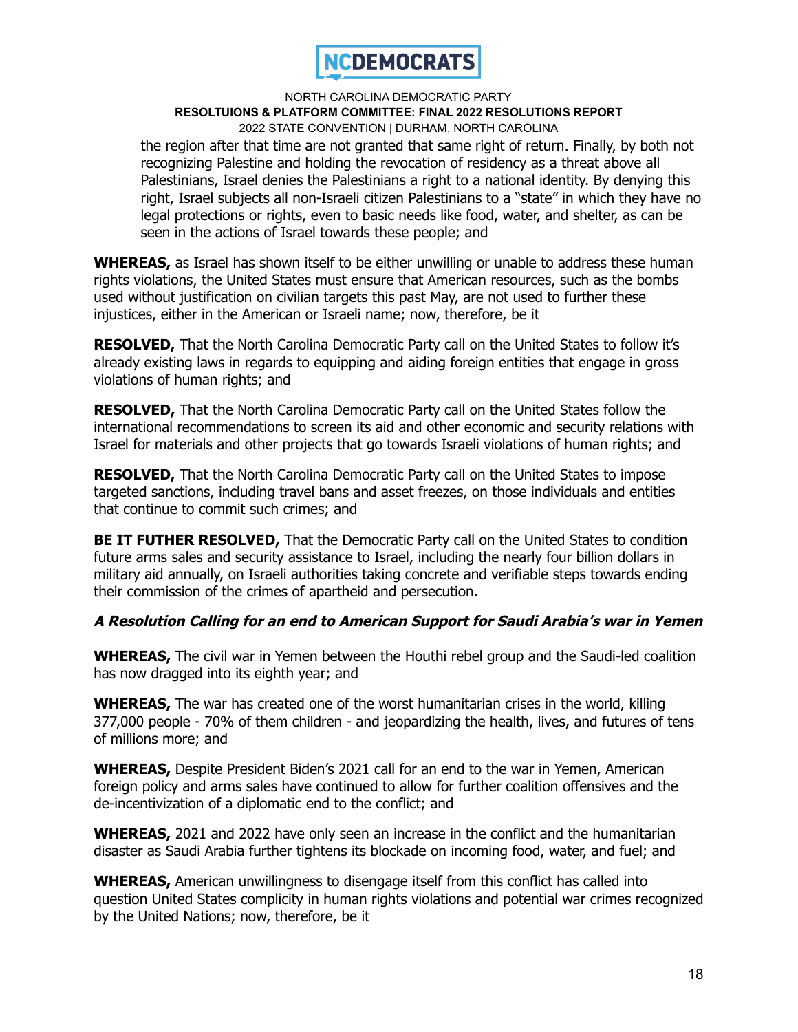the region after that time are not granted that same right of return. Finally, by both not recognizing Palestine and holding the revocation of residency as a threat above all Palestinians, Israel denies the Palestinians a right to a national identity. By denying this right, Israel subjects all non-Israeli citizen Palestinians to a "state" in which they have no legal protections or rights, even to basic needs like food, water, and shelter, as can be seen in the actions of Israel towards these people; and

**WHEREAS,** as Israel has shown itself to be either unwilling or unable to address these human rights violations, the United States must ensure that American resources, such as the bombs used without justification on civilian targets this past May, are not used to further these injustices, either in the American or Israeli name; now, therefore, be it

**RESOLVED,** That the North Carolina Democratic Party call on the United States to follow it's already existing laws in regards to equipping and aiding foreign entities that engage in gross violations of human rights; and

**RESOLVED,** That the North Carolina Democratic Party call on the United States follow the international recommendations to screen its aid and other economic and security relations with Israel for materials and other projects that go towards Israeli violations of human rights; and

**RESOLVED,** That the North Carolina Democratic Party call on the United States to impose targeted sanctions, including travel bans and asset freezes, on those individuals and entities that continue to commit such crimes; and

**BE IT FUTHER RESOLVED,** That the Democratic Party call on the United States to condition future arms sales and security assistance to Israel, including the nearly four billion dollars in military aid annually, on Israeli authorities taking concrete and verifiable steps towards ending their commission of the crimes of apartheid and persecution.

### ***A Resolution Calling for an end to American Support for Saudi Arabia's war in Yemen***

**WHEREAS,** The civil war in Yemen between the Houthi rebel group and the Saudi-led coalition has now dragged into its eighth year; and

**WHEREAS,** The war has created one of the worst humanitarian crises in the world, killing 377,000 people - 70% of them children - and jeopardizing the health, lives, and futures of tens of millions more; and

**WHEREAS,** Despite President Biden's 2021 call for an end to the war in Yemen, American foreign policy and arms sales have continued to allow for further coalition offensives and the de-incentivization of a diplomatic end to the conflict; and

**WHEREAS,** 2021 and 2022 have only seen an increase in the conflict and the humanitarian disaster as Saudi Arabia further tightens its blockade on incoming food, water, and fuel; and

**WHEREAS,** American unwillingness to disengage itself from this conflict has called into question United States complicity in human rights violations and potential war crimes recognized by the United Nations; now, therefore, be it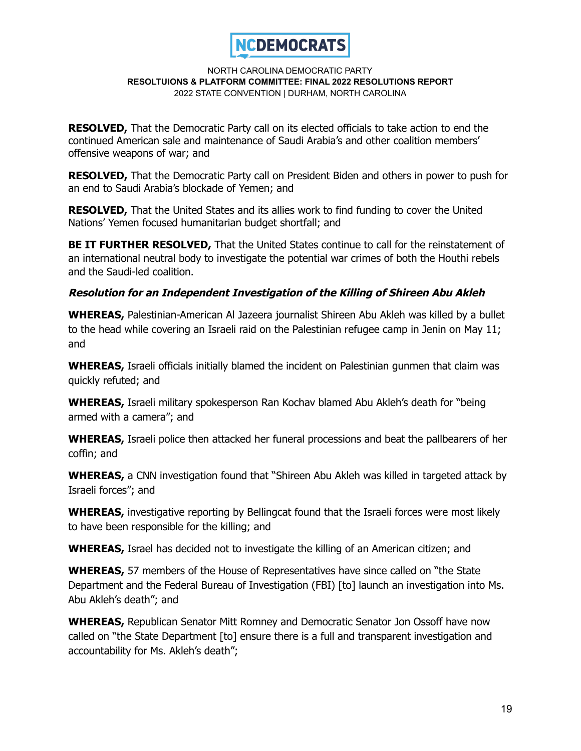**RESOLVED,** That the Democratic Party call on its elected officials to take action to end the continued American sale and maintenance of Saudi Arabia's and other coalition members' offensive weapons of war; and

**RESOLVED,** That the Democratic Party call on President Biden and others in power to push for an end to Saudi Arabia's blockade of Yemen; and

**RESOLVED,** That the United States and its allies work to find funding to cover the United Nations' Yemen focused humanitarian budget shortfall; and

**BE IT FURTHER RESOLVED,** That the United States continue to call for the reinstatement of an international neutral body to investigate the potential war crimes of both the Houthi rebels and the Saudi-led coalition.

### *Resolution for an Independent Investigation of the Killing of Shireen Abu Akleh*

**WHEREAS,** Palestinian-American Al Jazeera journalist Shireen Abu Akleh was killed by a bullet to the head while covering an Israeli raid on the Palestinian refugee camp in Jenin on May 11; and

**WHEREAS,** Israeli officials initially blamed the incident on Palestinian gunmen that claim was quickly refuted; and

**WHEREAS,** Israeli military spokesperson Ran Kochav blamed Abu Akleh's death for "being armed with a camera"; and

**WHEREAS,** Israeli police then attacked her funeral processions and beat the pallbearers of her coffin; and

**WHEREAS,** a CNN investigation found that "Shireen Abu Akleh was killed in targeted attack by Israeli forces"; and

**WHEREAS,** investigative reporting by Bellingcat found that the Israeli forces were most likely to have been responsible for the killing; and

**WHEREAS,** Israel has decided not to investigate the killing of an American citizen; and

**WHEREAS,** 57 members of the House of Representatives have since called on "the State Department and the Federal Bureau of Investigation (FBI) [to] launch an investigation into Ms. Abu Akleh's death"; and

**WHEREAS,** Republican Senator Mitt Romney and Democratic Senator Jon Ossoff have now called on "the State Department [to] ensure there is a full and transparent investigation and accountability for Ms. Akleh's death";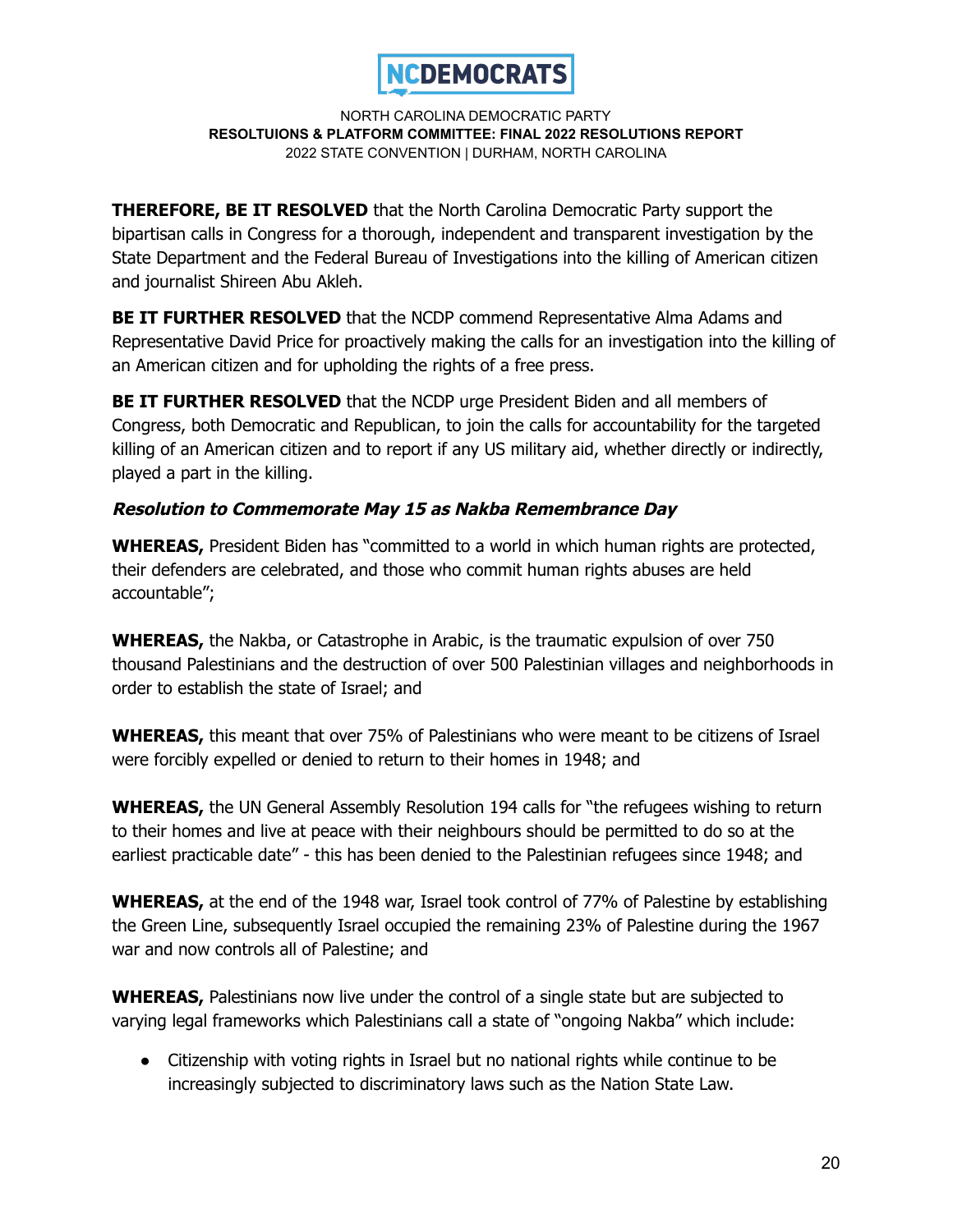**THEREFORE, BE IT RESOLVED** that the North Carolina Democratic Party support the bipartisan calls in Congress for a thorough, independent and transparent investigation by the State Department and the Federal Bureau of Investigations into the killing of American citizen and journalist Shireen Abu Akleh.

**BE IT FURTHER RESOLVED** that the NCDP commend Representative Alma Adams and Representative David Price for proactively making the calls for an investigation into the killing of an American citizen and for upholding the rights of a free press.

**BE IT FURTHER RESOLVED** that the NCDP urge President Biden and all members of Congress, both Democratic and Republican, to join the calls for accountability for the targeted killing of an American citizen and to report if any US military aid, whether directly or indirectly, played a part in the killing.

### ***Resolution to Commemorate May 15 as Nakba Remembrance Day***

**WHEREAS,** President Biden has "committed to a world in which human rights are protected, their defenders are celebrated, and those who commit human rights abuses are held accountable";

**WHEREAS,** the Nakba, or Catastrophe in Arabic, is the traumatic expulsion of over 750 thousand Palestinians and the destruction of over 500 Palestinian villages and neighborhoods in order to establish the state of Israel; and

**WHEREAS,** this meant that over 75% of Palestinians who were meant to be citizens of Israel were forcibly expelled or denied to return to their homes in 1948; and

**WHEREAS,** the UN General Assembly Resolution 194 calls for "the refugees wishing to return to their homes and live at peace with their neighbours should be permitted to do so at the earliest practicable date" - this has been denied to the Palestinian refugees since 1948; and

**WHEREAS,** at the end of the 1948 war, Israel took control of 77% of Palestine by establishing the Green Line, subsequently Israel occupied the remaining 23% of Palestine during the 1967 war and now controls all of Palestine; and

**WHEREAS,** Palestinians now live under the control of a single state but are subjected to varying legal frameworks which Palestinians call a state of "ongoing Nakba" which include:

- Citizenship with voting rights in Israel but no national rights while continue to be increasingly subjected to discriminatory laws such as the Nation State Law.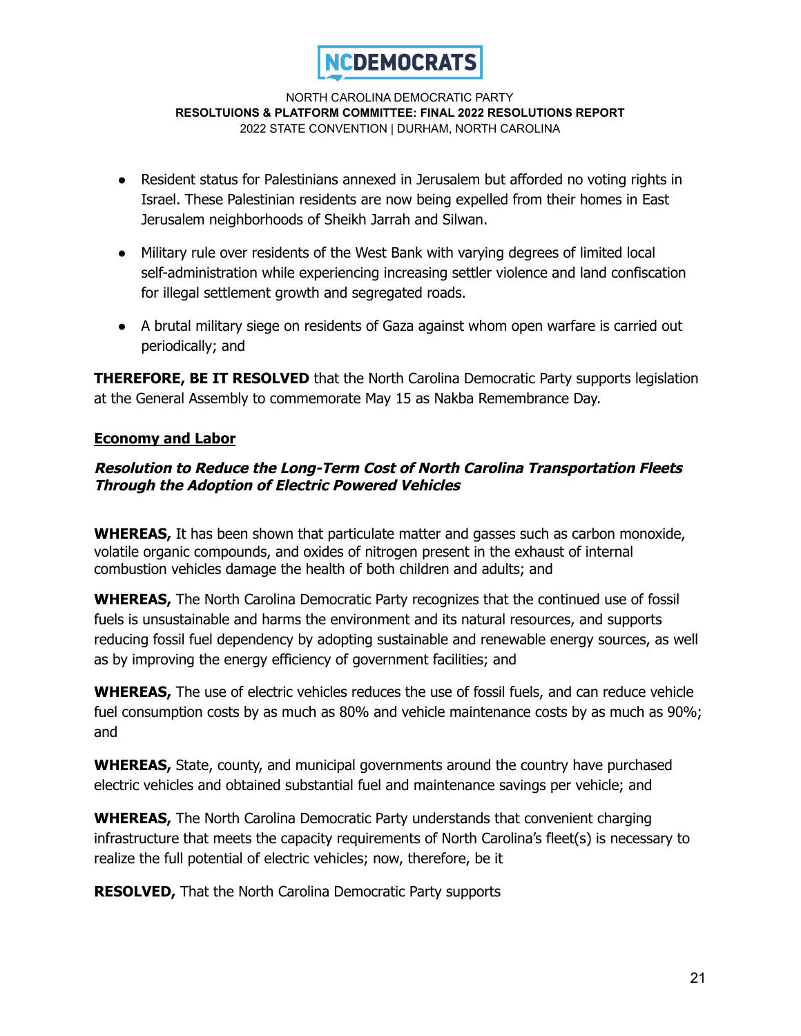- Resident status for Palestinians annexed in Jerusalem but afforded no voting rights in Israel. These Palestinian residents are now being expelled from their homes in East Jerusalem neighborhoods of Sheikh Jarrah and Silwan.

- Military rule over residents of the West Bank with varying degrees of limited local self-administration while experiencing increasing settler violence and land confiscation for illegal settlement growth and segregated roads.

- A brutal military siege on residents of Gaza against whom open warfare is carried out periodically; and

**THEREFORE, BE IT RESOLVED** that the North Carolina Democratic Party supports legislation at the General Assembly to commemorate May 15 as Nakba Remembrance Day.

## Economy and Labor

### *Resolution to Reduce the Long-Term Cost of North Carolina Transportation Fleets Through the Adoption of Electric Powered Vehicles*

**WHEREAS,** It has been shown that particulate matter and gasses such as carbon monoxide, volatile organic compounds, and oxides of nitrogen present in the exhaust of internal combustion vehicles damage the health of both children and adults; and

**WHEREAS,** The North Carolina Democratic Party recognizes that the continued use of fossil fuels is unsustainable and harms the environment and its natural resources, and supports reducing fossil fuel dependency by adopting sustainable and renewable energy sources, as well as by improving the energy efficiency of government facilities; and

**WHEREAS,** The use of electric vehicles reduces the use of fossil fuels, and can reduce vehicle fuel consumption costs by as much as 80% and vehicle maintenance costs by as much as 90%; and

**WHEREAS,** State, county, and municipal governments around the country have purchased electric vehicles and obtained substantial fuel and maintenance savings per vehicle; and

**WHEREAS,** The North Carolina Democratic Party understands that convenient charging infrastructure that meets the capacity requirements of North Carolina's fleet(s) is necessary to realize the full potential of electric vehicles; now, therefore, be it

**RESOLVED,** That the North Carolina Democratic Party supports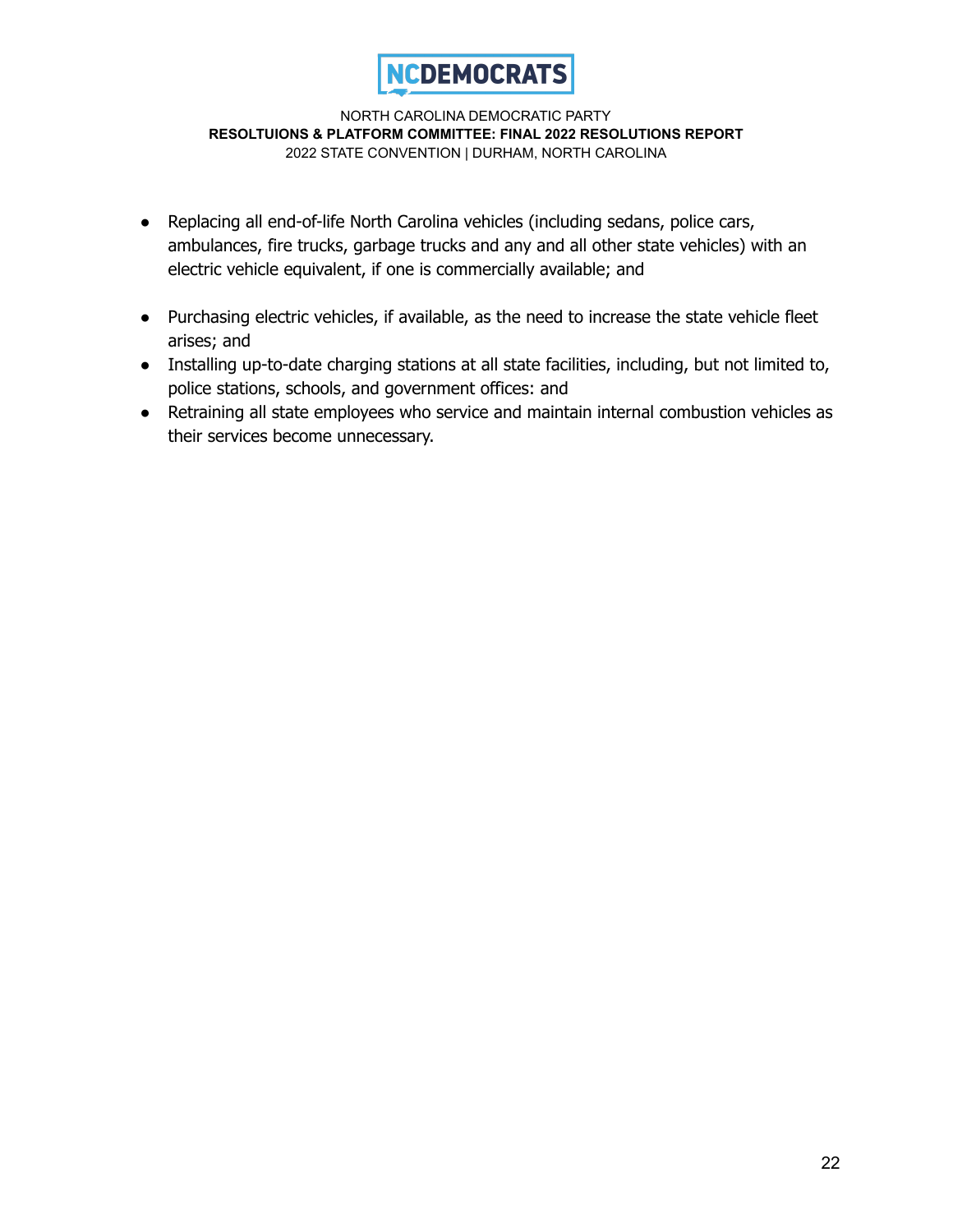- Replacing all end-of-life North Carolina vehicles (including sedans, police cars, ambulances, fire trucks, garbage trucks and any and all other state vehicles) with an electric vehicle equivalent, if one is commercially available; and
- Purchasing electric vehicles, if available, as the need to increase the state vehicle fleet arises; and
- Installing up-to-date charging stations at all state facilities, including, but not limited to, police stations, schools, and government offices: and
- Retraining all state employees who service and maintain internal combustion vehicles as their services become unnecessary.